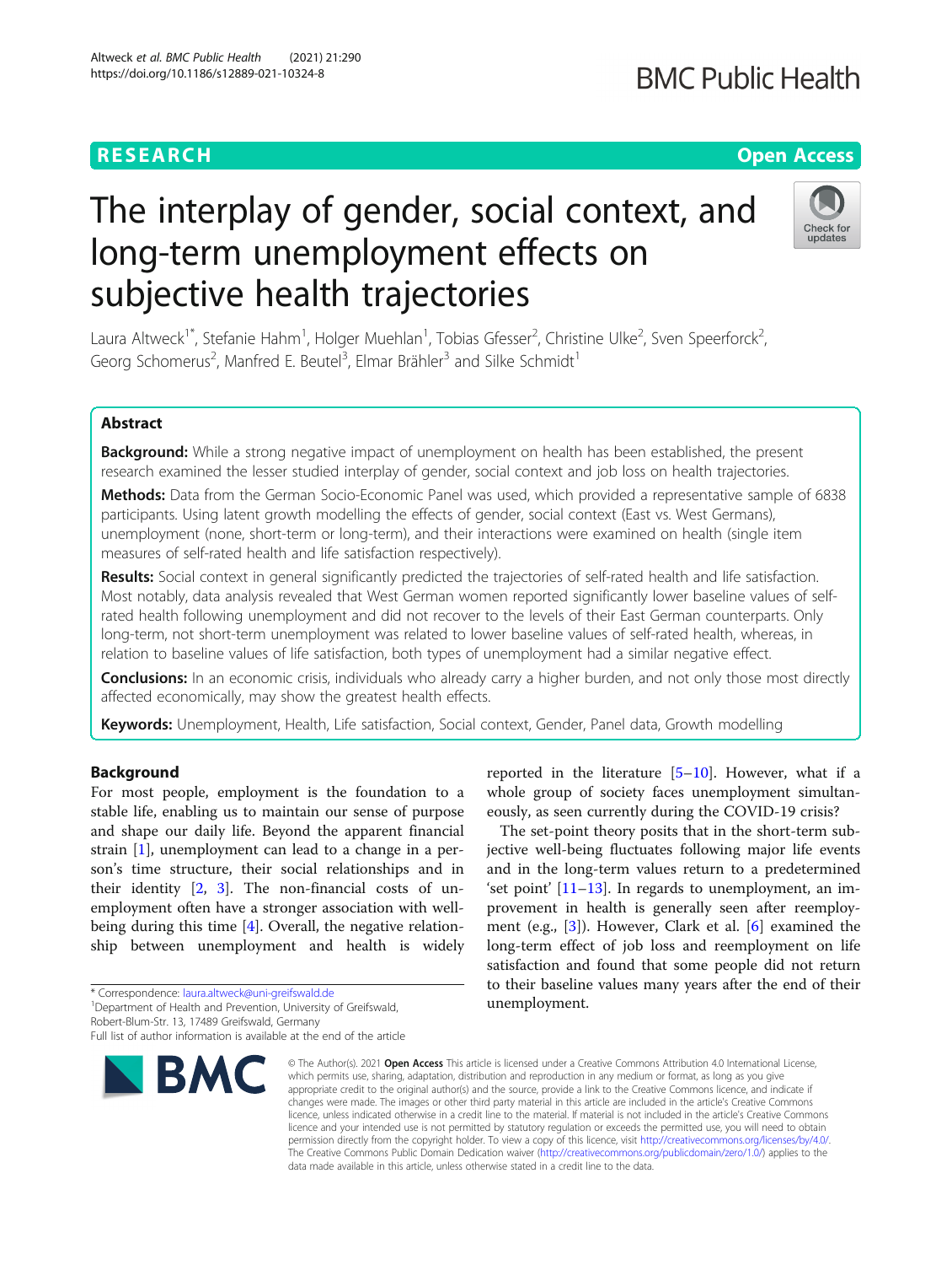RESEARCH

Open Access

# The interplay of gender, social context, and long-term unemployment effects on subjective health trajectories

Laura Altweck[1*], Stefanie Hahm[1], Holger Muehlan[1], Tobias Gfesser[2], Christine Ulke[2], Sven Speerforck[2], Georg Schomerus[2], Manfred E. Beutel[3], Elmar Brähler[3] and Silke Schmidt[1]

## Abstract

**Background:** While a strong negative impact of unemployment on health has been established, the present research examined the lesser studied interplay of gender, social context and job loss on health trajectories.

**Methods:** Data from the German Socio-Economic Panel was used, which provided a representative sample of 6838 participants. Using latent growth modelling the effects of gender, social context (East vs. West Germans), unemployment (none, short-term or long-term), and their interactions were examined on health (single item measures of self-rated health and life satisfaction respectively).

**Results:** Social context in general significantly predicted the trajectories of self-rated health and life satisfaction. Most notably, data analysis revealed that West German women reported significantly lower baseline values of self-rated health following unemployment and did not recover to the levels of their East German counterparts. Only long-term, not short-term unemployment was related to lower baseline values of self-rated health, whereas, in relation to baseline values of life satisfaction, both types of unemployment had a similar negative effect.

**Conclusions:** In an economic crisis, individuals who already carry a higher burden, and not only those most directly affected economically, may show the greatest health effects.

**Keywords:** Unemployment, Health, Life satisfaction, Social context, Gender, Panel data, Growth modelling

## Background

For most people, employment is the foundation to a stable life, enabling us to maintain our sense of purpose and shape our daily life. Beyond the apparent financial strain [1], unemployment can lead to a change in a person's time structure, their social relationships and in their identity [2, 3]. The non-financial costs of unemployment often have a stronger association with well-being during this time [4]. Overall, the negative relationship between unemployment and health is widely reported in the literature [5–10]. However, what if a whole group of society faces unemployment simultaneously, as seen currently during the COVID-19 crisis?

The set-point theory posits that in the short-term subjective well-being fluctuates following major life events and in the long-term values return to a predetermined 'set point' [11–13]. In regards to unemployment, an improvement in health is generally seen after reemployment (e.g., [3]). However, Clark et al. [6] examined the long-term effect of job loss and reemployment on life satisfaction and found that some people did not return to their baseline values many years after the end of their unemployment.

* Correspondence: laura.altweck@uni-greifswald.de
[1]Department of Health and Prevention, University of Greifswald, Robert-Blum-Str. 13, 17489 Greifswald, Germany
Full list of author information is available at the end of the article

© The Author(s). 2021 **Open Access** This article is licensed under a Creative Commons Attribution 4.0 International License, which permits use, sharing, adaptation, distribution and reproduction in any medium or format, as long as you give appropriate credit to the original author(s) and the source, provide a link to the Creative Commons licence, and indicate if changes were made. The images or other third party material in this article are included in the article's Creative Commons licence, unless indicated otherwise in a credit line to the material. If material is not included in the article's Creative Commons licence and your intended use is not permitted by statutory regulation or exceeds the permitted use, you will need to obtain permission directly from the copyright holder. To view a copy of this licence, visit http://creativecommons.org/licenses/by/4.0/. The Creative Commons Public Domain Dedication waiver (http://creativecommons.org/publicdomain/zero/1.0/) applies to the data made available in this article, unless otherwise stated in a credit line to the data.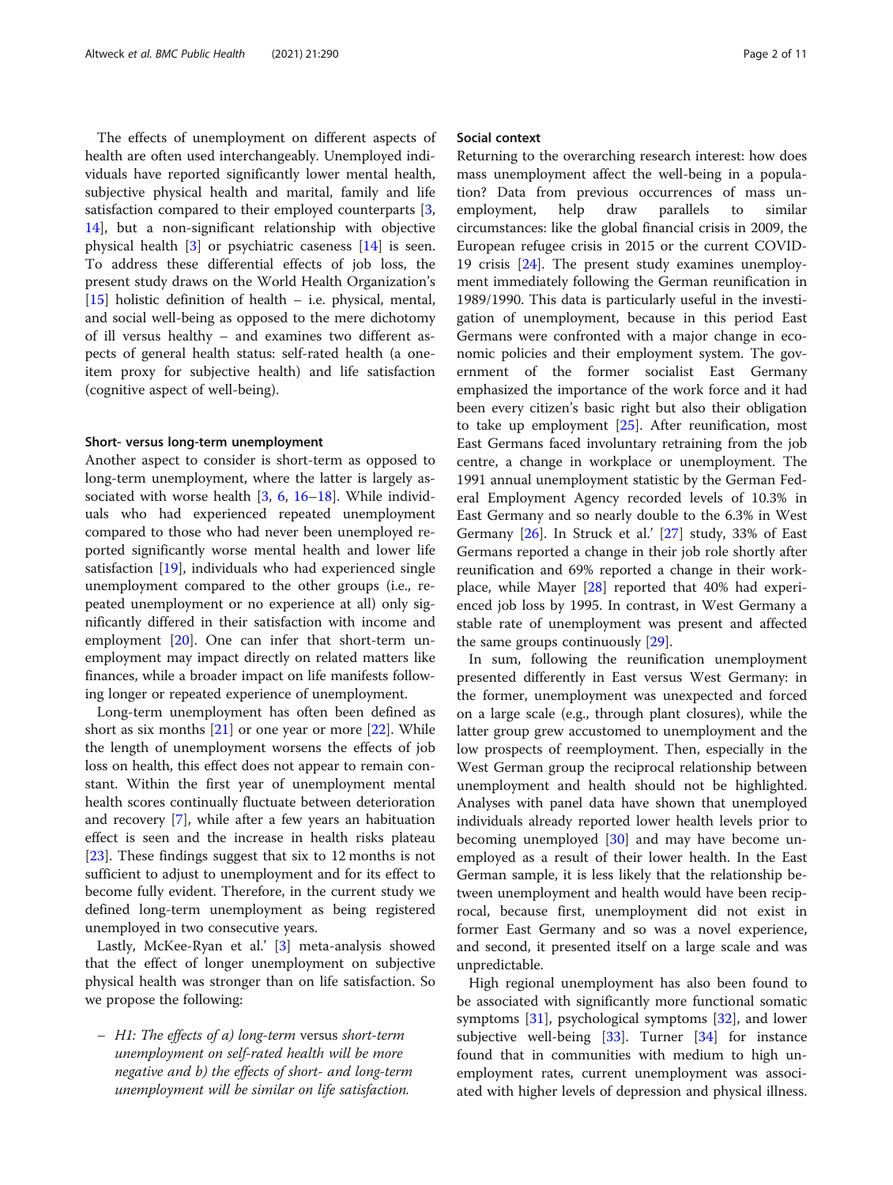The effects of unemployment on different aspects of health are often used interchangeably. Unemployed individuals have reported significantly lower mental health, subjective physical health and marital, family and life satisfaction compared to their employed counterparts [3, 14], but a non-significant relationship with objective physical health [3] or psychiatric caseness [14] is seen. To address these differential effects of job loss, the present study draws on the World Health Organization's [15] holistic definition of health – i.e. physical, mental, and social well-being as opposed to the mere dichotomy of ill versus healthy – and examines two different aspects of general health status: self-rated health (a one-item proxy for subjective health) and life satisfaction (cognitive aspect of well-being).

### Short- versus long-term unemployment

Another aspect to consider is short-term as opposed to long-term unemployment, where the latter is largely associated with worse health [3, 6, 16–18]. While individuals who had experienced repeated unemployment compared to those who had never been unemployed reported significantly worse mental health and lower life satisfaction [19], individuals who had experienced single unemployment compared to the other groups (i.e., repeated unemployment or no experience at all) only significantly differed in their satisfaction with income and employment [20]. One can infer that short-term unemployment may impact directly on related matters like finances, while a broader impact on life manifests following longer or repeated experience of unemployment.

Long-term unemployment has often been defined as short as six months [21] or one year or more [22]. While the length of unemployment worsens the effects of job loss on health, this effect does not appear to remain constant. Within the first year of unemployment mental health scores continually fluctuate between deterioration and recovery [7], while after a few years an habituation effect is seen and the increase in health risks plateau [23]. These findings suggest that six to 12 months is not sufficient to adjust to unemployment and for its effect to become fully evident. Therefore, in the current study we defined long-term unemployment as being registered unemployed in two consecutive years.

Lastly, McKee-Ryan et al.' [3] meta-analysis showed that the effect of longer unemployment on subjective physical health was stronger than on life satisfaction. So we propose the following:

- *H1: The effects of a) long-term versus short-term unemployment on self-rated health will be more negative and b) the effects of short- and long-term unemployment will be similar on life satisfaction.*

### Social context

Returning to the overarching research interest: how does mass unemployment affect the well-being in a population? Data from previous occurrences of mass unemployment, help draw parallels to similar circumstances: like the global financial crisis in 2009, the European refugee crisis in 2015 or the current COVID-19 crisis [24]. The present study examines unemployment immediately following the German reunification in 1989/1990. This data is particularly useful in the investigation of unemployment, because in this period East Germans were confronted with a major change in economic policies and their employment system. The government of the former socialist East Germany emphasized the importance of the work force and it had been every citizen's basic right but also their obligation to take up employment [25]. After reunification, most East Germans faced involuntary retraining from the job centre, a change in workplace or unemployment. The 1991 annual unemployment statistic by the German Federal Employment Agency recorded levels of 10.3% in East Germany and so nearly double to the 6.3% in West Germany [26]. In Struck et al.' [27] study, 33% of East Germans reported a change in their job role shortly after reunification and 69% reported a change in their workplace, while Mayer [28] reported that 40% had experienced job loss by 1995. In contrast, in West Germany a stable rate of unemployment was present and affected the same groups continuously [29].

In sum, following the reunification unemployment presented differently in East versus West Germany: in the former, unemployment was unexpected and forced on a large scale (e.g., through plant closures), while the latter group grew accustomed to unemployment and the low prospects of reemployment. Then, especially in the West German group the reciprocal relationship between unemployment and health should not be highlighted. Analyses with panel data have shown that unemployed individuals already reported lower health levels prior to becoming unemployed [30] and may have become unemployed as a result of their lower health. In the East German sample, it is less likely that the relationship between unemployment and health would have been reciprocal, because first, unemployment did not exist in former East Germany and so was a novel experience, and second, it presented itself on a large scale and was unpredictable.

High regional unemployment has also been found to be associated with significantly more functional somatic symptoms [31], psychological symptoms [32], and lower subjective well-being [33]. Turner [34] for instance found that in communities with medium to high unemployment rates, current unemployment was associated with higher levels of depression and physical illness.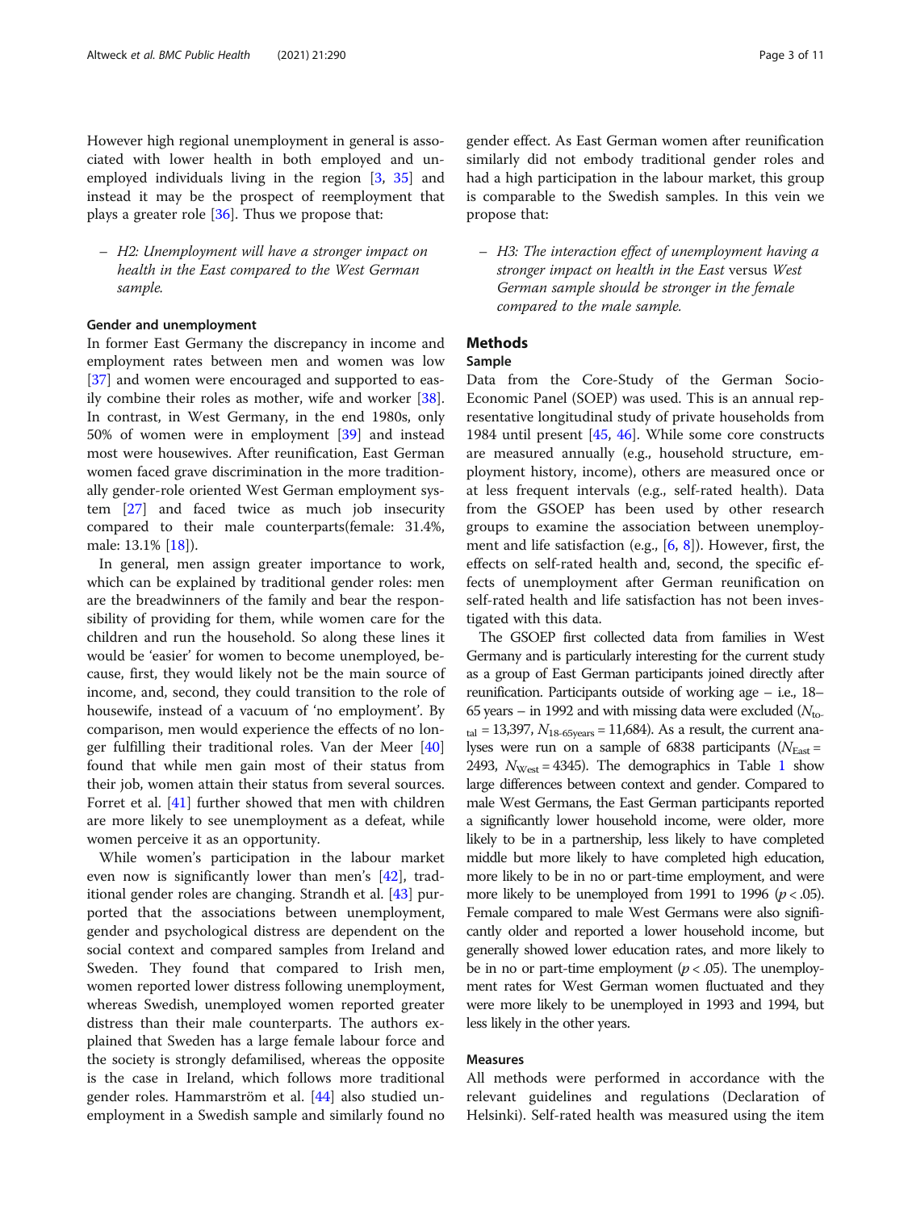However high regional unemployment in general is associated with lower health in both employed and unemployed individuals living in the region [3, 35] and instead it may be the prospect of reemployment that plays a greater role [36]. Thus we propose that:

- *H2: Unemployment will have a stronger impact on health in the East compared to the West German sample.*

### Gender and unemployment

In former East Germany the discrepancy in income and employment rates between men and women was low [37] and women were encouraged and supported to easily combine their roles as mother, wife and worker [38]. In contrast, in West Germany, in the end 1980s, only 50% of women were in employment [39] and instead most were housewives. After reunification, East German women faced grave discrimination in the more traditionally gender-role oriented West German employment system [27] and faced twice as much job insecurity compared to their male counterparts(female: 31.4%, male: 13.1% [18]).

In general, men assign greater importance to work, which can be explained by traditional gender roles: men are the breadwinners of the family and bear the responsibility of providing for them, while women care for the children and run the household. So along these lines it would be 'easier' for women to become unemployed, because, first, they would likely not be the main source of income, and, second, they could transition to the role of housewife, instead of a vacuum of 'no employment'. By comparison, men would experience the effects of no longer fulfilling their traditional roles. Van der Meer [40] found that while men gain most of their status from their job, women attain their status from several sources. Forret et al. [41] further showed that men with children are more likely to see unemployment as a defeat, while women perceive it as an opportunity.

While women's participation in the labour market even now is significantly lower than men's [42], traditional gender roles are changing. Strandh et al. [43] purported that the associations between unemployment, gender and psychological distress are dependent on the social context and compared samples from Ireland and Sweden. They found that compared to Irish men, women reported lower distress following unemployment, whereas Swedish, unemployed women reported greater distress than their male counterparts. The authors explained that Sweden has a large female labour force and the society is strongly defamilised, whereas the opposite is the case in Ireland, which follows more traditional gender roles. Hammarström et al. [44] also studied unemployment in a Swedish sample and similarly found no gender effect. As East German women after reunification similarly did not embody traditional gender roles and had a high participation in the labour market, this group is comparable to the Swedish samples. In this vein we propose that:

- *H3: The interaction effect of unemployment having a stronger impact on health in the East* versus *West German sample should be stronger in the female compared to the male sample.*

## Methods

### Sample

Data from the Core-Study of the German Socio-Economic Panel (SOEP) was used. This is an annual representative longitudinal study of private households from 1984 until present [45, 46]. While some core constructs are measured annually (e.g., household structure, employment history, income), others are measured once or at less frequent intervals (e.g., self-rated health). Data from the GSOEP has been used by other research groups to examine the association between unemployment and life satisfaction (e.g., [6, 8]). However, first, the effects on self-rated health and, second, the specific effects of unemployment after German reunification on self-rated health and life satisfaction has not been investigated with this data.

The GSOEP first collected data from families in West Germany and is particularly interesting for the current study as a group of East German participants joined directly after reunification. Participants outside of working age – i.e., 18–65 years – in 1992 and with missing data were excluded ($N_{total} = 13{,}397$, $N_{18\text{–}65years} = 11{,}684$). As a result, the current analyses were run on a sample of 6838 participants ($N_{East} = 2493$, $N_{West} = 4345$). The demographics in Table 1 show large differences between context and gender. Compared to male West Germans, the East German participants reported a significantly lower household income, were older, more likely to be in a partnership, less likely to have completed middle but more likely to have completed high education, more likely to be in no or part-time employment, and were more likely to be unemployed from 1991 to 1996 ($p < .05$). Female compared to male West Germans were also significantly older and reported a lower household income, but generally showed lower education rates, and more likely to be in no or part-time employment ($p < .05$). The unemployment rates for West German women fluctuated and they were more likely to be unemployed in 1993 and 1994, but less likely in the other years.

### Measures

All methods were performed in accordance with the relevant guidelines and regulations (Declaration of Helsinki). Self-rated health was measured using the item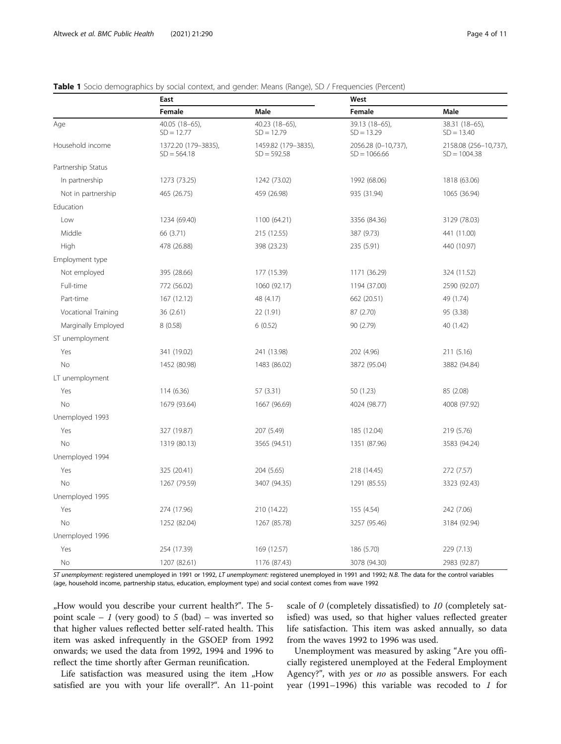**Table 1** Socio demographics by social context, and gender: Means (Range), SD / Frequencies (Percent)

| | East | | West | |
|---|---|---|---|---|
| | Female | Male | Female | Male |
| Age | 40.05 (18–65), SD = 12.77 | 40.23 (18–65), SD = 12.79 | 39.13 (18–65), SD = 13.29 | 38.31 (18–65), SD = 13.40 |
| Household income | 1372.20 (179–3835), SD = 564.18 | 1459.82 (179–3835), SD = 592.58 | 2056.28 (0–10,737), SD = 1066.66 | 2158.08 (256–10,737), SD = 1004.38 |
| Partnership Status | | | | |
| In partnership | 1273 (73.25) | 1242 (73.02) | 1992 (68.06) | 1818 (63.06) |
| Not in partnership | 465 (26.75) | 459 (26.98) | 935 (31.94) | 1065 (36.94) |
| Education | | | | |
| Low | 1234 (69.40) | 1100 (64.21) | 3356 (84.36) | 3129 (78.03) |
| Middle | 66 (3.71) | 215 (12.55) | 387 (9.73) | 441 (11.00) |
| High | 478 (26.88) | 398 (23.23) | 235 (5.91) | 440 (10.97) |
| Employment type | | | | |
| Not employed | 395 (28.66) | 177 (15.39) | 1171 (36.29) | 324 (11.52) |
| Full-time | 772 (56.02) | 1060 (92.17) | 1194 (37.00) | 2590 (92.07) |
| Part-time | 167 (12.12) | 48 (4.17) | 662 (20.51) | 49 (1.74) |
| Vocational Training | 36 (2.61) | 22 (1.91) | 87 (2.70) | 95 (3.38) |
| Marginally Employed | 8 (0.58) | 6 (0.52) | 90 (2.79) | 40 (1.42) |
| ST unemployment | | | | |
| Yes | 341 (19.02) | 241 (13.98) | 202 (4.96) | 211 (5.16) |
| No | 1452 (80.98) | 1483 (86.02) | 3872 (95.04) | 3882 (94.84) |
| LT unemployment | | | | |
| Yes | 114 (6.36) | 57 (3.31) | 50 (1.23) | 85 (2.08) |
| No | 1679 (93.64) | 1667 (96.69) | 4024 (98.77) | 4008 (97.92) |
| Unemployed 1993 | | | | |
| Yes | 327 (19.87) | 207 (5.49) | 185 (12.04) | 219 (5.76) |
| No | 1319 (80.13) | 3565 (94.51) | 1351 (87.96) | 3583 (94.24) |
| Unemployed 1994 | | | | |
| Yes | 325 (20.41) | 204 (5.65) | 218 (14.45) | 272 (7.57) |
| No | 1267 (79.59) | 3407 (94.35) | 1291 (85.55) | 3323 (92.43) |
| Unemployed 1995 | | | | |
| Yes | 274 (17.96) | 210 (14.22) | 155 (4.54) | 242 (7.06) |
| No | 1252 (82.04) | 1267 (85.78) | 3257 (95.46) | 3184 (92.94) |
| Unemployed 1996 | | | | |
| Yes | 254 (17.39) | 169 (12.57) | 186 (5.70) | 229 (7.13) |
| No | 1207 (82.61) | 1176 (87.43) | 3078 (94.30) | 2983 (92.87) |

*ST unemployment:* registered unemployed in 1991 or 1992, *LT unemployment:* registered unemployed in 1991 and 1992; *N.B.* The data for the control variables (age, household income, partnership status, education, employment type) and social context comes from wave 1992

„How would you describe your current health?". The 5-point scale – *1* (very good) to *5* (bad) – was inverted so that higher values reflected better self-rated health. This item was asked infrequently in the GSOEP from 1992 onwards; we used the data from 1992, 1994 and 1996 to reflect the time shortly after German reunification.

Life satisfaction was measured using the item „How satisfied are you with your life overall?". An 11-point scale of *0* (completely dissatisfied) to *10* (completely satisfied) was used, so that higher values reflected greater life satisfaction. This item was asked annually, so data from the waves 1992 to 1996 was used.

Unemployment was measured by asking "Are you officially registered unemployed at the Federal Employment Agency?", with *yes* or *no* as possible answers. For each year (1991–1996) this variable was recoded to *1* for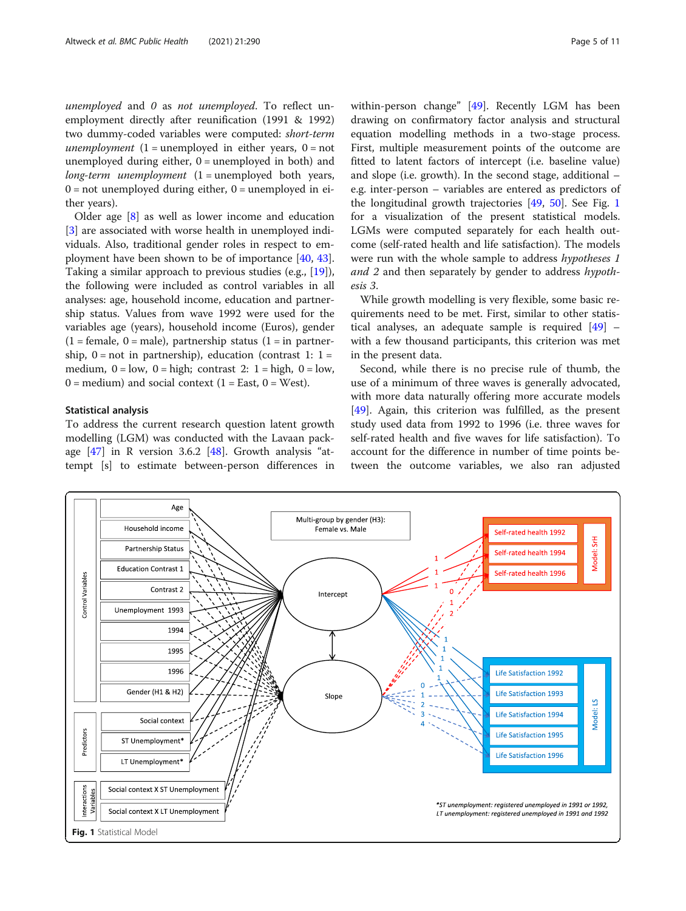*unemployed* and *0* as *not unemployed*. To reflect unemployment directly after reunification (1991 & 1992) two dummy-coded variables were computed: *short-term unemployment* (1 = unemployed in either years, 0 = not unemployed during either, 0 = unemployed in both) and *long-term unemployment* (1 = unemployed both years, 0 = not unemployed during either, 0 = unemployed in either years).

Older age [8] as well as lower income and education [3] are associated with worse health in unemployed individuals. Also, traditional gender roles in respect to employment have been shown to be of importance [40, 43]. Taking a similar approach to previous studies (e.g., [19]), the following were included as control variables in all analyses: age, household income, education and partnership status. Values from wave 1992 were used for the variables age (years), household income (Euros), gender (1 = female, 0 = male), partnership status (1 = in partnership, 0 = not in partnership), education (contrast 1: 1 = medium, 0 = low, 0 = high; contrast 2: 1 = high, 0 = low, 0 = medium) and social context (1 = East, 0 = West).

### Statistical analysis

To address the current research question latent growth modelling (LGM) was conducted with the Lavaan package [47] in R version 3.6.2 [48]. Growth analysis "attempt [s] to estimate between-person differences in within-person change" [49]. Recently LGM has been drawing on confirmatory factor analysis and structural equation modelling methods in a two-stage process. First, multiple measurement points of the outcome are fitted to latent factors of intercept (i.e. baseline value) and slope (i.e. growth). In the second stage, additional – e.g. inter-person – variables are entered as predictors of the longitudinal growth trajectories [49, 50]. See Fig. 1 for a visualization of the present statistical models. LGMs were computed separately for each health outcome (self-rated health and life satisfaction). The models were run with the whole sample to address *hypotheses 1 and 2* and then separately by gender to address *hypothesis 3*.

While growth modelling is very flexible, some basic requirements need to be met. First, similar to other statistical analyses, an adequate sample is required [49] – with a few thousand participants, this criterion was met in the present data.

Second, while there is no precise rule of thumb, the use of a minimum of three waves is generally advocated, with more data naturally offering more accurate models [49]. Again, this criterion was fulfilled, as the present study used data from 1992 to 1996 (i.e. three waves for self-rated health and five waves for life satisfaction). To account for the difference in number of time points between the outcome variables, we also ran adjusted

**Fig. 1** Statistical Model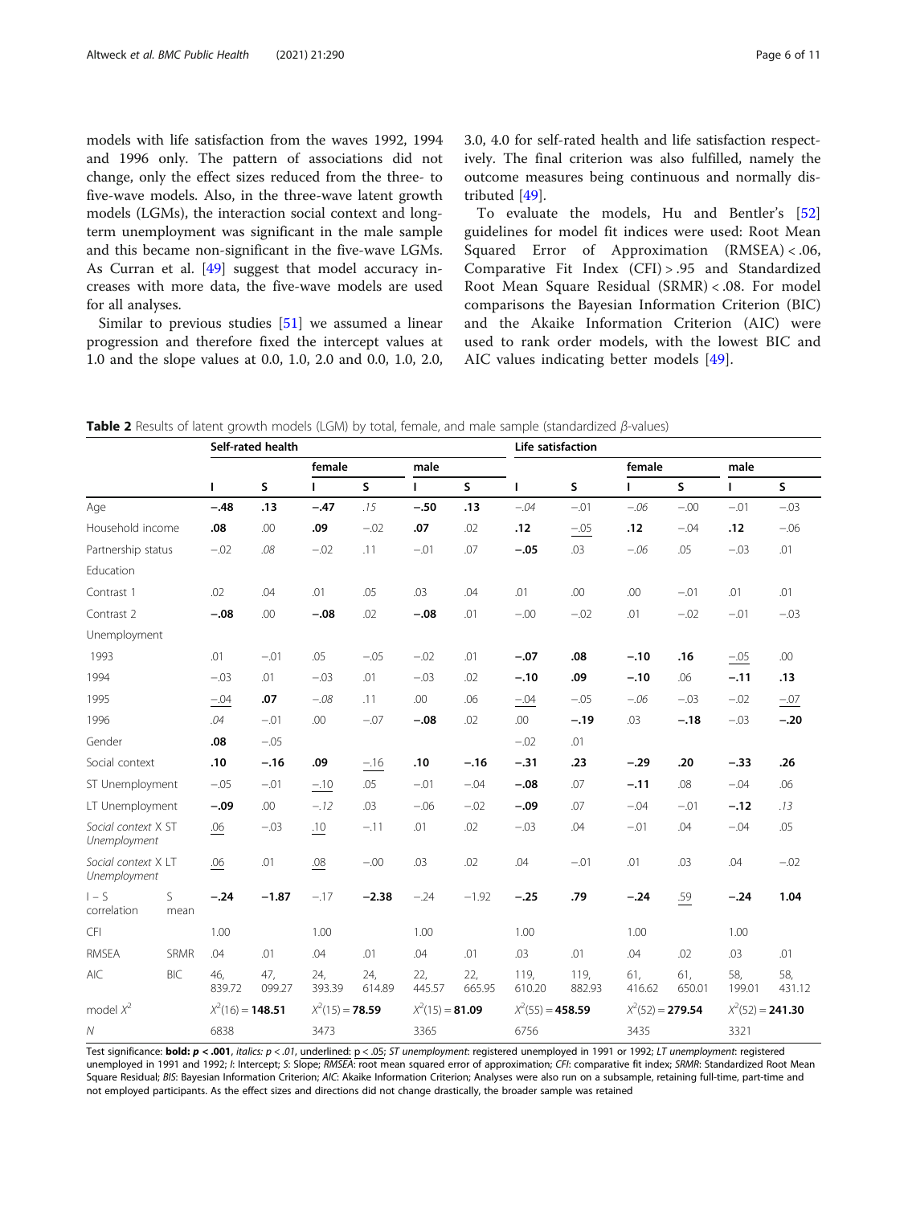models with life satisfaction from the waves 1992, 1994 and 1996 only. The pattern of associations did not change, only the effect sizes reduced from the three- to five-wave models. Also, in the three-wave latent growth models (LGMs), the interaction social context and long-term unemployment was significant in the male sample and this became non-significant in the five-wave LGMs. As Curran et al. [49] suggest that model accuracy increases with more data, the five-wave models are used for all analyses.

Similar to previous studies [51] we assumed a linear progression and therefore fixed the intercept values at 1.0 and the slope values at 0.0, 1.0, 2.0 and 0.0, 1.0, 2.0, 3.0, 4.0 for self-rated health and life satisfaction respectively. The final criterion was also fulfilled, namely the outcome measures being continuous and normally distributed [49].

To evaluate the models, Hu and Bentler's [52] guidelines for model fit indices were used: Root Mean Squared Error of Approximation (RMSEA) < .06, Comparative Fit Index (CFI) > .95 and Standardized Root Mean Square Residual (SRMR) < .08. For model comparisons the Bayesian Information Criterion (BIC) and the Akaike Information Criterion (AIC) were used to rank order models, with the lowest BIC and AIC values indicating better models [49].

**Table 2** Results of latent growth models (LGM) by total, female, and male sample (standardized *β*-values)

| | | Self-rated health | | | | | | Life satisfaction | | | | | |
|---|---|---|---|---|---|---|---|---|---|---|---|---|---|
| | | | | female | | male | | | | female | | male | |
| | | I | S | I | S | I | S | I | S | I | S | I | S |
| Age | | **−.48** | **.13** | **−.47** | *.15* | **−.50** | **.13** | *−.04* | −.01 | *−.06* | −.00 | −.01 | −.03 |
| Household income | | **.08** | .00 | **.09** | −.02 | **.07** | .02 | **.12** | <u>−.05</u> | **.12** | −.04 | **.12** | −.06 |
| Partnership status | | −.02 | *.08* | −.02 | .11 | −.01 | .07 | **−.05** | .03 | *−.06* | .05 | −.03 | .01 |
| Education | | | | | | | | | | | | | |
| Contrast 1 | | .02 | .04 | .01 | .05 | .03 | .04 | .01 | .00 | .00 | −.01 | .01 | .01 |
| Contrast 2 | | **−.08** | .00 | **−.08** | .02 | **−.08** | .01 | −.00 | −.02 | .01 | −.02 | −.01 | −.03 |
| Unemployment | | | | | | | | | | | | | |
| 1993 | | .01 | −.01 | .05 | −.05 | −.02 | .01 | **−.07** | **.08** | **−.10** | **.16** | <u>−.05</u> | .00 |
| 1994 | | −.03 | .01 | −.03 | .01 | −.03 | .02 | **−.10** | **.09** | **−.10** | .06 | **−.11** | **.13** |
| 1995 | | <u>−.04</u> | **.07** | *−.08* | .11 | .00 | .06 | <u>−.04</u> | −.05 | *−.06* | −.03 | −.02 | <u>−.07</u> |
| 1996 | | *.04* | −.01 | .00 | −.07 | **−.08** | .02 | .00 | **−.19** | .03 | **−.18** | −.03 | **−.20** |
| Gender | | **.08** | −.05 | | | | | −.02 | .01 | | | | |
| Social context | | **.10** | **−.16** | **.09** | <u>−.16</u> | **.10** | **−.16** | **−.31** | **.23** | **−.29** | **.20** | **−.33** | **.26** |
| ST Unemployment | | −.05 | −.01 | <u>−.10</u> | .05 | −.01 | −.04 | **−.08** | .07 | **−.11** | .08 | −.04 | .06 |
| LT Unemployment | | **−.09** | .00 | *−.12* | .03 | −.06 | −.02 | **−.09** | .07 | −.04 | −.01 | **−.12** | *.13* |
| *Social context X ST Unemployment* | | <u>.06</u> | −.03 | <u>.10</u> | −.11 | .01 | .02 | −.03 | .04 | −.01 | .04 | −.04 | .05 |
| *Social context X LT Unemployment* | | <u>.06</u> | .01 | <u>.08</u> | −.00 | .03 | .02 | .04 | −.01 | .01 | .03 | .04 | −.02 |
| I − S correlation | S mean | **−.24** | **−1.87** | −.17 | **−2.38** | −.24 | −1.92 | **−.25** | **.79** | **−.24** | <u>.59</u> | **−.24** | **1.04** |
| CFI | | 1.00 | | 1.00 | | 1.00 | | 1.00 | | 1.00 | | 1.00 | |
| RMSEA | SRMR | .04 | .01 | .04 | .01 | .04 | .01 | .03 | .01 | .04 | .02 | .03 | .01 |
| AIC | BIC | 46, 839.72 | 47, 099.27 | 24, 393.39 | 24, 614.89 | 22, 445.57 | 22, 665.95 | 119, 610.20 | 119, 882.93 | 61, 416.62 | 61, 650.01 | 58, 199.01 | 58, 431.12 |
| model $X^2$ | | $X^2(16) = \mathbf{148.51}$ | | $X^2(15) = \mathbf{78.59}$ | | $X^2(15) = \mathbf{81.09}$ | | $X^2(55) = \mathbf{458.59}$ | | $X^2(52) = \mathbf{279.54}$ | | $X^2(52) = \mathbf{241.30}$ | |
| *N* | | 6838 | | 3473 | | 3365 | | 6756 | | 3435 | | 3321 | |

Test significance: **bold: *p* < .001**, *italics: p < .01*, <u>underlined: p < .05</u>; *ST unemployment*: registered unemployed in 1991 or 1992; *LT unemployment*: registered unemployed in 1991 and 1992; *I*: Intercept; *S*: Slope; *RMSEA*: root mean squared error of approximation; *CFI*: comparative fit index; *SRMR*: Standardized Root Mean Square Residual; *BIS*: Bayesian Information Criterion; *AIC*: Akaike Information Criterion; Analyses were also run on a subsample, retaining full-time, part-time and not employed participants. As the effect sizes and directions did not change drastically, the broader sample was retained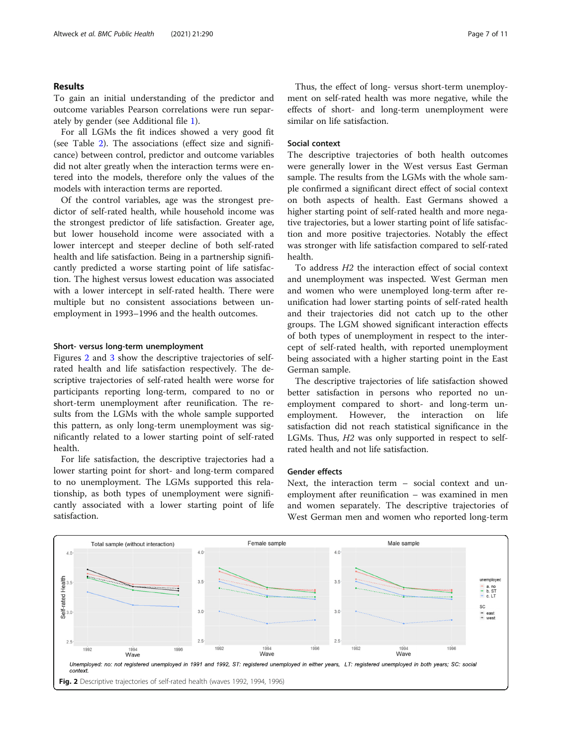## Results

To gain an initial understanding of the predictor and outcome variables Pearson correlations were run separately by gender (see Additional file 1).

For all LGMs the fit indices showed a very good fit (see Table 2). The associations (effect size and significance) between control, predictor and outcome variables did not alter greatly when the interaction terms were entered into the models, therefore only the values of the models with interaction terms are reported.

Of the control variables, age was the strongest predictor of self-rated health, while household income was the strongest predictor of life satisfaction. Greater age, but lower household income were associated with a lower intercept and steeper decline of both self-rated health and life satisfaction. Being in a partnership significantly predicted a worse starting point of life satisfaction. The highest versus lowest education was associated with a lower intercept in self-rated health. There were multiple but no consistent associations between unemployment in 1993–1996 and the health outcomes.

### Short- versus long-term unemployment

Figures 2 and 3 show the descriptive trajectories of self-rated health and life satisfaction respectively. The descriptive trajectories of self-rated health were worse for participants reporting long-term, compared to no or short-term unemployment after reunification. The results from the LGMs with the whole sample supported this pattern, as only long-term unemployment was significantly related to a lower starting point of self-rated health.

For life satisfaction, the descriptive trajectories had a lower starting point for short- and long-term compared to no unemployment. The LGMs supported this relationship, as both types of unemployment were significantly associated with a lower starting point of life satisfaction.

Thus, the effect of long- versus short-term unemployment on self-rated health was more negative, while the effects of short- and long-term unemployment were similar on life satisfaction.

### Social context

The descriptive trajectories of both health outcomes were generally lower in the West versus East German sample. The results from the LGMs with the whole sample confirmed a significant direct effect of social context on both aspects of health. East Germans showed a higher starting point of self-rated health and more negative trajectories, but a lower starting point of life satisfaction and more positive trajectories. Notably the effect was stronger with life satisfaction compared to self-rated health.

To address *H2* the interaction effect of social context and unemployment was inspected. West German men and women who were unemployed long-term after reunification had lower starting points of self-rated health and their trajectories did not catch up to the other groups. The LGM showed significant interaction effects of both types of unemployment in respect to the intercept of self-rated health, with reported unemployment being associated with a higher starting point in the East German sample.

The descriptive trajectories of life satisfaction showed better satisfaction in persons who reported no unemployment compared to short- and long-term unemployment. However, the interaction on life satisfaction did not reach statistical significance in the LGMs. Thus, *H2* was only supported in respect to self-rated health and not life satisfaction.

### Gender effects

Next, the interaction term – social context and unemployment after reunification – was examined in men and women separately. The descriptive trajectories of West German men and women who reported long-term

*Unemployed: no: not registered unemployed in 1991 and 1992, ST: registered unemployed in either years, LT: registered unemployed in both years; SC: social context.*

**Fig. 2** Descriptive trajectories of self-rated health (waves 1992, 1994, 1996)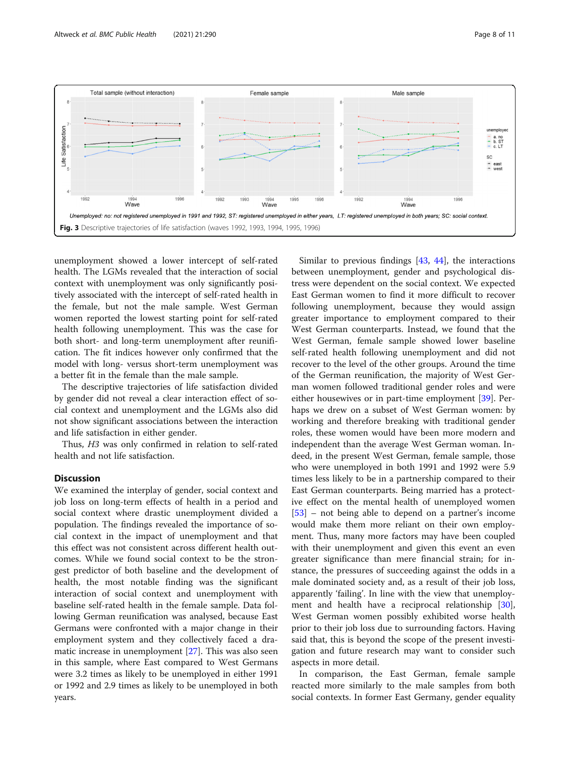Unemployed: no: not registered unemployed in 1991 and 1992, ST: registered unemployed in either years, LT: registered unemployed in both years; SC: social context.

**Fig. 3** Descriptive trajectories of life satisfaction (waves 1992, 1993, 1994, 1995, 1996)

unemployment showed a lower intercept of self-rated health. The LGMs revealed that the interaction of social context with unemployment was only significantly positively associated with the intercept of self-rated health in the female, but not the male sample. West German women reported the lowest starting point for self-rated health following unemployment. This was the case for both short- and long-term unemployment after reunification. The fit indices however only confirmed that the model with long- versus short-term unemployment was a better fit in the female than the male sample.

The descriptive trajectories of life satisfaction divided by gender did not reveal a clear interaction effect of social context and unemployment and the LGMs also did not show significant associations between the interaction and life satisfaction in either gender.

Thus, *H3* was only confirmed in relation to self-rated health and not life satisfaction.

## Discussion

We examined the interplay of gender, social context and job loss on long-term effects of health in a period and social context where drastic unemployment divided a population. The findings revealed the importance of social context in the impact of unemployment and that this effect was not consistent across different health outcomes. While we found social context to be the strongest predictor of both baseline and the development of health, the most notable finding was the significant interaction of social context and unemployment with baseline self-rated health in the female sample. Data following German reunification was analysed, because East Germans were confronted with a major change in their employment system and they collectively faced a dramatic increase in unemployment [27]. This was also seen in this sample, where East compared to West Germans were 3.2 times as likely to be unemployed in either 1991 or 1992 and 2.9 times as likely to be unemployed in both years.

Similar to previous findings [43, 44], the interactions between unemployment, gender and psychological distress were dependent on the social context. We expected East German women to find it more difficult to recover following unemployment, because they would assign greater importance to employment compared to their West German counterparts. Instead, we found that the West German, female sample showed lower baseline self-rated health following unemployment and did not recover to the level of the other groups. Around the time of the German reunification, the majority of West German women followed traditional gender roles and were either housewives or in part-time employment [39]. Perhaps we drew on a subset of West German women: by working and therefore breaking with traditional gender roles, these women would have been more modern and independent than the average West German woman. Indeed, in the present West German, female sample, those who were unemployed in both 1991 and 1992 were 5.9 times less likely to be in a partnership compared to their East German counterparts. Being married has a protective effect on the mental health of unemployed women [53] – not being able to depend on a partner's income would make them more reliant on their own employment. Thus, many more factors may have been coupled with their unemployment and given this event an even greater significance than mere financial strain; for instance, the pressures of succeeding against the odds in a male dominated society and, as a result of their job loss, apparently 'failing'. In line with the view that unemployment and health have a reciprocal relationship [30], West German women possibly exhibited worse health prior to their job loss due to surrounding factors. Having said that, this is beyond the scope of the present investigation and future research may want to consider such aspects in more detail.

In comparison, the East German, female sample reacted more similarly to the male samples from both social contexts. In former East Germany, gender equality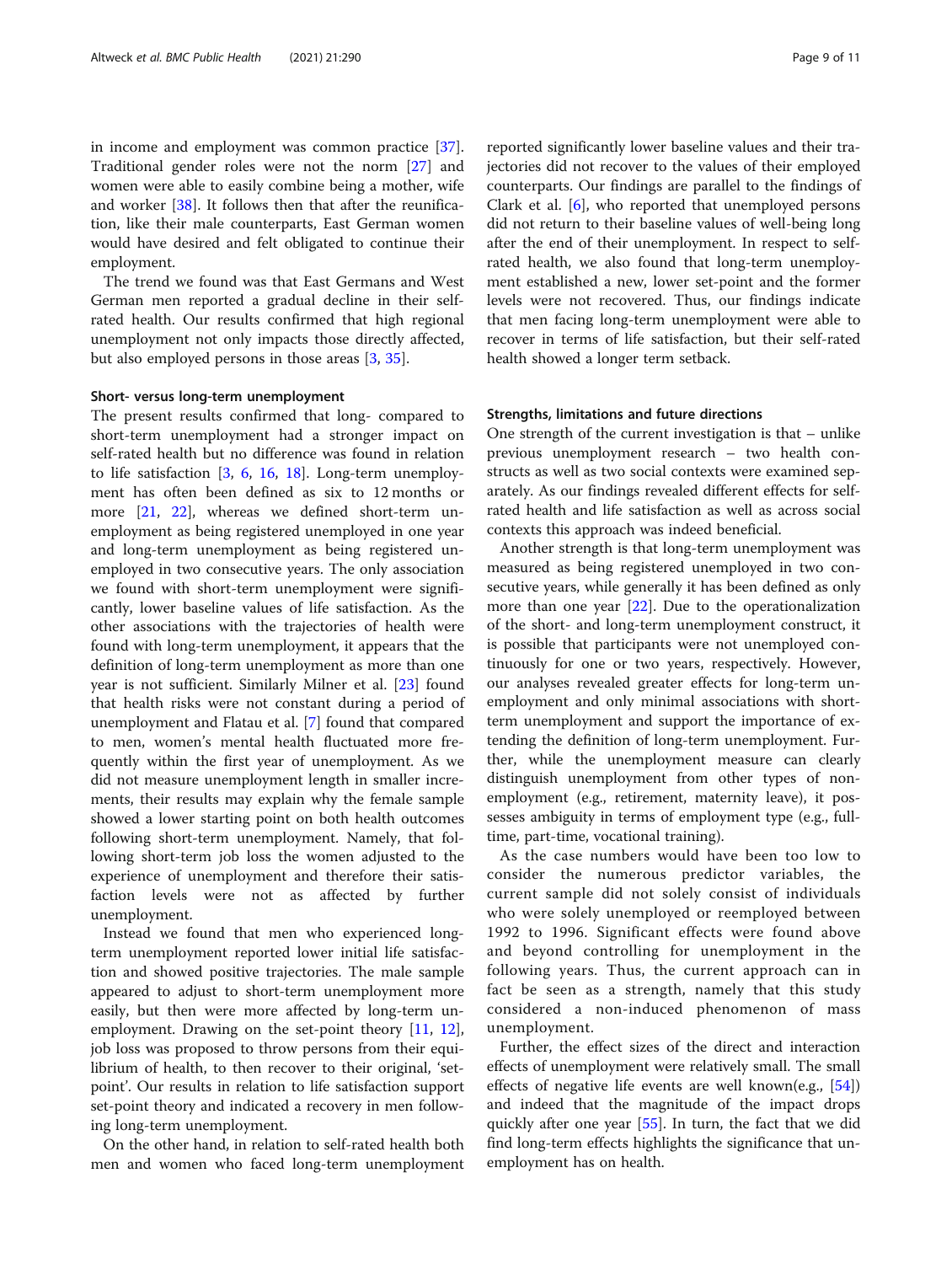in income and employment was common practice [37]. Traditional gender roles were not the norm [27] and women were able to easily combine being a mother, wife and worker [38]. It follows then that after the reunification, like their male counterparts, East German women would have desired and felt obligated to continue their employment.

The trend we found was that East Germans and West German men reported a gradual decline in their self-rated health. Our results confirmed that high regional unemployment not only impacts those directly affected, but also employed persons in those areas [3, 35].

#### Short- versus long-term unemployment

The present results confirmed that long- compared to short-term unemployment had a stronger impact on self-rated health but no difference was found in relation to life satisfaction [3, 6, 16, 18]. Long-term unemployment has often been defined as six to 12 months or more [21, 22], whereas we defined short-term unemployment as being registered unemployed in one year and long-term unemployment as being registered unemployed in two consecutive years. The only association we found with short-term unemployment were significantly, lower baseline values of life satisfaction. As the other associations with the trajectories of health were found with long-term unemployment, it appears that the definition of long-term unemployment as more than one year is not sufficient. Similarly Milner et al. [23] found that health risks were not constant during a period of unemployment and Flatau et al. [7] found that compared to men, women's mental health fluctuated more frequently within the first year of unemployment. As we did not measure unemployment length in smaller increments, their results may explain why the female sample showed a lower starting point on both health outcomes following short-term unemployment. Namely, that following short-term job loss the women adjusted to the experience of unemployment and therefore their satisfaction levels were not as affected by further unemployment.

Instead we found that men who experienced long-term unemployment reported lower initial life satisfaction and showed positive trajectories. The male sample appeared to adjust to short-term unemployment more easily, but then were more affected by long-term unemployment. Drawing on the set-point theory [11, 12], job loss was proposed to throw persons from their equilibrium of health, to then recover to their original, 'set-point'. Our results in relation to life satisfaction support set-point theory and indicated a recovery in men following long-term unemployment.

On the other hand, in relation to self-rated health both men and women who faced long-term unemployment reported significantly lower baseline values and their trajectories did not recover to the values of their employed counterparts. Our findings are parallel to the findings of Clark et al. [6], who reported that unemployed persons did not return to their baseline values of well-being long after the end of their unemployment. In respect to self-rated health, we also found that long-term unemployment established a new, lower set-point and the former levels were not recovered. Thus, our findings indicate that men facing long-term unemployment were able to recover in terms of life satisfaction, but their self-rated health showed a longer term setback.

#### Strengths, limitations and future directions

One strength of the current investigation is that – unlike previous unemployment research – two health constructs as well as two social contexts were examined separately. As our findings revealed different effects for self-rated health and life satisfaction as well as across social contexts this approach was indeed beneficial.

Another strength is that long-term unemployment was measured as being registered unemployed in two consecutive years, while generally it has been defined as only more than one year [22]. Due to the operationalization of the short- and long-term unemployment construct, it is possible that participants were not unemployed continuously for one or two years, respectively. However, our analyses revealed greater effects for long-term unemployment and only minimal associations with short-term unemployment and support the importance of extending the definition of long-term unemployment. Further, while the unemployment measure can clearly distinguish unemployment from other types of non-employment (e.g., retirement, maternity leave), it possesses ambiguity in terms of employment type (e.g., full-time, part-time, vocational training).

As the case numbers would have been too low to consider the numerous predictor variables, the current sample did not solely consist of individuals who were solely unemployed or reemployed between 1992 to 1996. Significant effects were found above and beyond controlling for unemployment in the following years. Thus, the current approach can in fact be seen as a strength, namely that this study considered a non-induced phenomenon of mass unemployment.

Further, the effect sizes of the direct and interaction effects of unemployment were relatively small. The small effects of negative life events are well known(e.g., [54]) and indeed that the magnitude of the impact drops quickly after one year [55]. In turn, the fact that we did find long-term effects highlights the significance that unemployment has on health.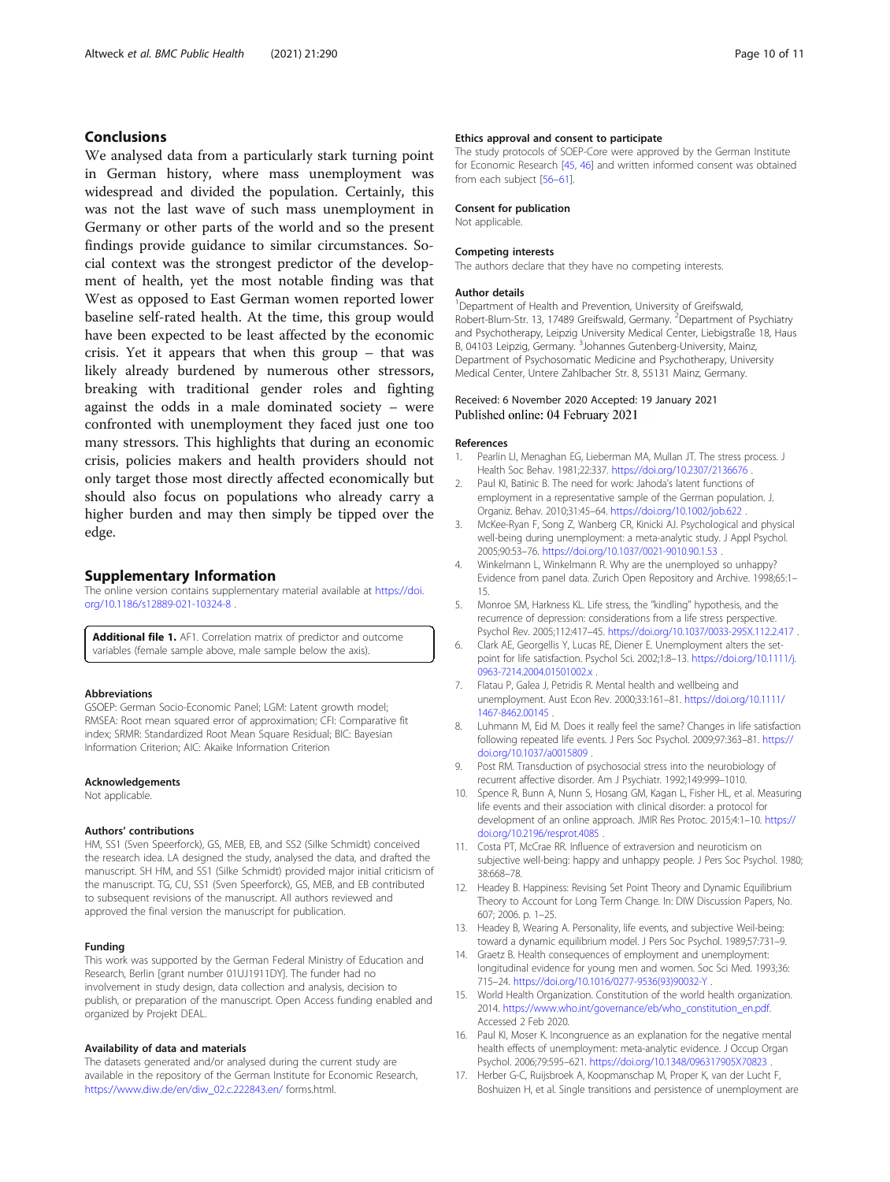## Conclusions

We analysed data from a particularly stark turning point in German history, where mass unemployment was widespread and divided the population. Certainly, this was not the last wave of such mass unemployment in Germany or other parts of the world and so the present findings provide guidance to similar circumstances. Social context was the strongest predictor of the development of health, yet the most notable finding was that West as opposed to East German women reported lower baseline self-rated health. At the time, this group would have been expected to be least affected by the economic crisis. Yet it appears that when this group – that was likely already burdened by numerous other stressors, breaking with traditional gender roles and fighting against the odds in a male dominated society – were confronted with unemployment they faced just one too many stressors. This highlights that during an economic crisis, policies makers and health providers should not only target those most directly affected economically but should also focus on populations who already carry a higher burden and may then simply be tipped over the edge.

## Supplementary Information

The online version contains supplementary material available at https://doi.org/10.1186/s12889-021-10324-8 .

**Additional file 1.** AF1. Correlation matrix of predictor and outcome variables (female sample above, male sample below the axis).

### Abbreviations

GSOEP: German Socio-Economic Panel; LGM: Latent growth model; RMSEA: Root mean squared error of approximation; CFI: Comparative fit index; SRMR: Standardized Root Mean Square Residual; BIC: Bayesian Information Criterion; AIC: Akaike Information Criterion

### Acknowledgements

Not applicable.

### Authors' contributions

HM, SS1 (Sven Speerforck), GS, MEB, and SS2 (Silke Schmidt) conceived the research idea. LA designed the study, analysed the data, and drafted the manuscript. SH HM, and SS1 (Silke Schmidt) provided major initial criticism of the manuscript. TG, CU, SS1 (Sven Speerforck), GS, MEB, and EB contributed to subsequent revisions of the manuscript. All authors reviewed and approved the final version the manuscript for publication.

### Funding

This work was supported by the German Federal Ministry of Education and Research, Berlin [grant number 01UJ1911DY]. The funder had no involvement in study design, data collection and analysis, decision to publish, or preparation of the manuscript. Open Access funding enabled and organized by Projekt DEAL.

### Availability of data and materials

The datasets generated and/or analysed during the current study are available in the repository of the German Institute for Economic Research, https://www.diw.de/en/diw_02.c.222843.en/ forms.html.

### Ethics approval and consent to participate

The study protocols of SOEP-Core were approved by the German Institute for Economic Research [45, 46] and written informed consent was obtained from each subject [56–61].

### Consent for publication

Not applicable.

### Competing interests

The authors declare that they have no competing interests.

### Author details

[1]Department of Health and Prevention, University of Greifswald, Robert-Blum-Str. 13, 17489 Greifswald, Germany. [2]Department of Psychiatry and Psychotherapy, Leipzig University Medical Center, Liebigstraße 18, Haus B, 04103 Leipzig, Germany. [3]Johannes Gutenberg-University, Mainz, Department of Psychosomatic Medicine and Psychotherapy, University Medical Center, Untere Zahlbacher Str. 8, 55131 Mainz, Germany.

Received: 6 November 2020 Accepted: 19 January 2021
Published online: 04 February 2021

### References

1. Pearlin LI, Menaghan EG, Lieberman MA, Mullan JT. The stress process. J Health Soc Behav. 1981;22:337. https://doi.org/10.2307/2136676 .
2. Paul KI, Batinic B. The need for work: Jahoda's latent functions of employment in a representative sample of the German population. J. Organiz. Behav. 2010;31:45–64. https://doi.org/10.1002/job.622 .
3. McKee-Ryan F, Song Z, Wanberg CR, Kinicki AJ. Psychological and physical well-being during unemployment: a meta-analytic study. J Appl Psychol. 2005;90:53–76. https://doi.org/10.1037/0021-9010.90.1.53 .
4. Winkelmann L, Winkelmann R. Why are the unemployed so unhappy? Evidence from panel data. Zurich Open Repository and Archive. 1998;65:1–15.
5. Monroe SM, Harkness KL. Life stress, the "kindling" hypothesis, and the recurrence of depression: considerations from a life stress perspective. Psychol Rev. 2005;112:417–45. https://doi.org/10.1037/0033-295X.112.2.417 .
6. Clark AE, Georgellis Y, Lucas RE, Diener E. Unemployment alters the set-point for life satisfaction. Psychol Sci. 2002;1:8–13. https://doi.org/10.1111/j.0963-7214.2004.01501002.x .
7. Flatau P, Galea J, Petridis R. Mental health and wellbeing and unemployment. Aust Econ Rev. 2000;33:161–81. https://doi.org/10.1111/1467-8462.00145 .
8. Luhmann M, Eid M. Does it really feel the same? Changes in life satisfaction following repeated life events. J Pers Soc Psychol. 2009;97:363–81. https://doi.org/10.1037/a0015809 .
9. Post RM. Transduction of psychosocial stress into the neurobiology of recurrent affective disorder. Am J Psychiatr. 1992;149:999–1010.
10. Spence R, Bunn A, Nunn S, Hosang GM, Kagan L, Fisher HL, et al. Measuring life events and their association with clinical disorder: a protocol for development of an online approach. JMIR Res Protoc. 2015;4:1–10. https://doi.org/10.2196/resprot.4085 .
11. Costa PT, McCrae RR. Influence of extraversion and neuroticism on subjective well-being: happy and unhappy people. J Pers Soc Psychol. 1980; 38:668–78.
12. Headey B. Happiness: Revising Set Point Theory and Dynamic Equilibrium Theory to Account for Long Term Change. In: DIW Discussion Papers, No. 607; 2006. p. 1–25.
13. Headey B, Wearing A. Personality, life events, and subjective Weil-being: toward a dynamic equilibrium model. J Pers Soc Psychol. 1989;57:731–9.
14. Graetz B. Health consequences of employment and unemployment: longitudinal evidence for young men and women. Soc Sci Med. 1993;36: 715–24. https://doi.org/10.1016/0277-9536(93)90032-Y .
15. World Health Organization. Constitution of the world health organization. 2014. https://www.who.int/governance/eb/who_constitution_en.pdf. Accessed 2 Feb 2020.
16. Paul KI, Moser K. Incongruence as an explanation for the negative mental health effects of unemployment: meta-analytic evidence. J Occup Organ Psychol. 2006;79:595–621. https://doi.org/10.1348/096317905X70823 .
17. Herber G-C, Ruijsbroek A, Koopmanschap M, Proper K, van der Lucht F, Boshuizen H, et al. Single transitions and persistence of unemployment are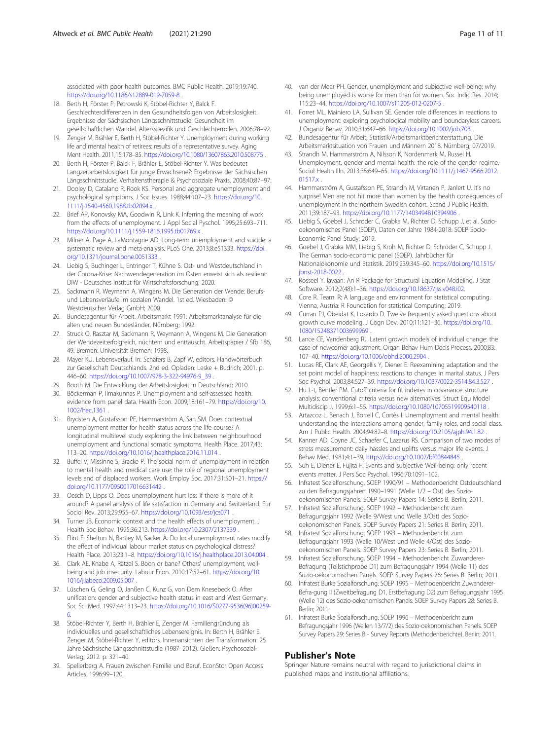associated with poor health outcomes. BMC Public Health. 2019;19:740. https://doi.org/10.1186/s12889-019-7059-8 .

18. Berth H, Förster P, Petrowski K, Stöbel-Richter Y, Balck F. Geschlechterdifferenzen in den Gesundheitsfolgen von Arbeitslosigkeit. Ergebnisse der Sächsischen Längsschnittstudie. Gesundheit im gesellschaftlichen Wandel. Altersspezifik und Geschlechterrollen. 2006:78–92.
19. Zenger M, Brähler E, Berth H, Stöbel-Richter Y. Unemployment during working life and mental health of retirees: results of a representative survey. Aging Ment Health. 2011;15:178–85. https://doi.org/10.1080/13607863.2010.508775 .
20. Berth H, Förster P, Balck F, Brähler E, Stöbel-Richter Y. Was bedeutet Langzeitarbeitslosigkeit für junge Erwachsene?: Ergebnisse der Sächsischen Längsschnittstudie. Verhaltenstherapie & Psychosoziale Praxis. 2008;40:87–97.
21. Dooley D, Catalano R, Rook KS. Personal and aggregate unemployment and psychological symptoms. J Soc Issues. 1988;44:107–23. https://doi.org/10.1111/j.1540-4560.1988.tb02094.x .
22. Brief AP, Konovsky MA, Goodwin R, Link K. Inferring the meaning of work from the effects of unemployment. J Appl Social Pyschol. 1995;25:693–711. https://doi.org/10.1111/j.1559-1816.1995.tb01769.x .
23. Milner A, Page A, LaMontagne AD. Long-term unemployment and suicide: a systematic review and meta-analysis. PLoS One. 2013;8:e51333. https://doi.org/10.1371/journal.pone.0051333 .
24. Liebig S, Buchinger L, Entringer T, Kühne S. Ost- und Westdeutschland in der Corona-Krise: Nachwendegeneration im Osten erweist sich als resilient: DIW - Deutsches Institut für Wirtschaftsforschung; 2020.
25. Sackmann R, Weymann A, Wingens M. Die Generation der Wende: Berufs- und Lebensverläufe im sozialen Wandel. 1st ed. Wiesbaden: © Westdeutscher Verlag GmbH; 2000.
26. Bundesagentur für Arbeit. Arbeitsmarkt 1991: Arbeitsmarktanalyse für die alten und neuen Bundesländer. Nürnberg; 1992.
27. Struck O, Rasztar M, Sackmann R, Weymann A, Wingens M. Die Generation der Wendezeit:erfolgreich, nüchtern und enttäuscht. Arbeitspapier / Sfb 186, 49. Bremen: Universität Bremen; 1998.
28. Mayer KU. Lebensverlauf. In: Schäfers B, Zapf W, editors. Handwörterbuch zur Gesellschaft Deutschlands. 2nd ed. Opladen: Leske + Budrich; 2001. p. 446–60. https://doi.org/10.1007/978-3-322-94976-9_39 .
29. Booth M. Die Entwicklung der Arbeitslosigkeit in Deutschland; 2010.
30. Böckerman P, Ilmakunnas P. Unemployment and self-assessed health: evidence from panel data. Health Econ. 2009;18:161–79. https://doi.org/10.1002/hec.1361 .
31. Brydsten A, Gustafsson PE, Hammarström A, San SM. Does contextual unemployment matter for health status across the life course? A longitudinal multilevel study exploring the link between neighbourhood unemployment and functional somatic symptoms. Health Place. 2017;43:113–20. https://doi.org/10.1016/j.healthplace.2016.11.014 .
32. Buffel V, Missinne S, Bracke P. The social norm of unemployment in relation to mental health and medical care use: the role of regional unemployment levels and of displaced workers. Work Employ Soc. 2017;31:501–21. https://doi.org/10.1177/0950017016631442 .
33. Oesch D, Lipps O. Does unemployment hurt less if there is more of it around? A panel analysis of life satisfaction in Germany and Switzerland. Eur Sociol Rev. 2013;29:955–67. https://doi.org/10.1093/esr/jcs071 .
34. Turner JB. Economic context and the health effects of unemployment. J Health Soc Behav. 1995;36:213. https://doi.org/10.2307/2137339 .
35. Flint E, Shelton N, Bartley M, Sacker A. Do local unemployment rates modify the effect of individual labour market status on psychological distress? Health Place. 2013;23:1–8. https://doi.org/10.1016/j.healthplace.2013.04.004 .
36. Clark AE, Knabe A, Rätzel S. Boon or bane? Others' unemployment, well-being and job insecurity. Labour Econ. 2010;17:52–61. https://doi.org/10.1016/j.labeco.2009.05.007 .
37. Lüschen G, Geling O, Janßen C, Kunz G, von Dem Knesebeck O. After unification: gender and subjective health status in east and West Germany. Soc Sci Med. 1997;44:1313–23. https://doi.org/10.1016/S0277-9536(96)00259-6.
38. Stöbel-Richter Y, Berth H, Brähler E, Zenger M. Familiengründung als individuelles und gesellschaftliches Lebensereignis. In: Berth H, Brähler E, Zenger M, Stöbel-Richter Y, editors. Innenansichten der Transformation: 25 Jahre Sächsische Längsschnittstudie (1987–2012). Gießen: Psychosozial-Verlag; 2012. p. 321–40.
39. Spellerberg A. Frauen zwischen Familie und Beruf. EconStor Open Access Articles. 1996:99–120.
40. van der Meer PH. Gender, unemployment and subjective well-being: why being unemployed is worse for men than for women. Soc Indic Res. 2014;115:23–44. https://doi.org/10.1007/s11205-012-0207-5 .
41. Forret ML, Mainiero LA, Sullivan SE. Gender role differences in reactions to unemployment: exploring psychological mobility and boundaryless careers. J Organiz Behav. 2010;31:647–66. https://doi.org/10.1002/job.703 .
42. Bundesagentur für Arbeit, Statistik/Arbeitsmarktberichterstattung. Die Arbeitsmarktsituation von Frauen und Männern 2018. Nürnberg; 07/2019.
43. Strandh M, Hammarström A, Nilsson K, Nordenmark M, Russel H. Unemployment, gender and mental health: the role of the gender regime. Sociol Health Illn. 2013;35:649–65. https://doi.org/10.1111/j.1467-9566.2012.01517.x .
44. Hammarström A, Gustafsson PE, Strandh M, Virtanen P, Janlert U. It's no surprise! Men are not hit more than women by the health consequences of unemployment in the northern Swedish cohort. Scand J Public Health. 2011;39:187–93. https://doi.org/10.1177/1403494810394906 .
45. Liebig S, Goebel J, Schröder C, Grabka M, Richter D, Schupp J, et al. Sozio-oekonomisches Panel (SOEP), Daten der Jahre 1984-2018: SOEP Socio-Economic Panel Study; 2019.
46. Goebel J, Grabka MM, Liebig S, Kroh M, Richter D, Schröder C, Schupp J. The German socio-economic panel (SOEP). Jahrbücher für Nationalökonomie und Statistik. 2019;239:345–60. https://doi.org/10.1515/jbnst-2018-0022 .
47. Rosseel Y. lavaan: An R Package for Structural Equation Modeling. J Stat Software. 2012;2(48):1–36. https://doi.org/10.18637/jss.v048.i02.
48. Core R. Team. R: A language and environment for statistical computing. Vienna, Austria: R Foundation for statistical Computing; 2019.
49. Curran PJ, Obeidat K, Losardo D. Twelve frequently asked questions about growth curve modeling. J Cogn Dev. 2010;11:121–36. https://doi.org/10.1080/15248371003699969 .
50. Lance CE, Vandenberg RJ. Latent growth models of individual change: the case of newcomer adjustment. Organ Behav Hum Decis Process. 2000;83:107–40. https://doi.org/10.1006/obhd.2000.2904 .
51. Lucas RE, Clark AE, Georgellis Y, Diener E. Reexamining adaptation and the set point model of happiness: reactions to changes in marital status. J Pers Soc Psychol. 2003;84:527–39. https://doi.org/10.1037/0022-3514.84.3.527 .
52. Hu L-t, Bentler PM. Cutoff criteria for fit indexes in covariance structure analysis: conventional criteria versus new alternatives. Struct Equ Model Multidiscip J. 1999;6:1–55. https://doi.org/10.1080/10705519909540118 .
53. Artazcoz L, Benach J, Borrell C, Cortès I. Unemployment and mental health: understanding the interactions among gender, family roles, and social class. Am J Public Health. 2004;94:82–8. https://doi.org/10.2105/ajph.94.1.82 .
54. Kanner AD, Coyne JC, Schaefer C, Lazarus RS. Comparison of two modes of stress measurement: daily hassles and uplifts versus major life events. J Behav Med. 1981;4:1–39. https://doi.org/10.1007/bf00844845 .
55. Suh E, Diener E, Fujita F. Events and subjective Weil-being: only recent events matter. J Pers Soc Psychol. 1996;70:1091–102.
56. Infratest Sozialforschung. SOEP 1990/91 – Methodenbericht Ostdeutschland zu den Befragungsjahren 1990–1991 (Welle 1/2 – Ost) des Sozio-oekonomischen Panels. SOEP Survey Papers 14: Series B. Berlin; 2011.
57. Infratest Sozialforschung. SOEP 1992 – Methodenbericht zum Befragungsjahr 1992 (Welle 9/West und Welle 3/Ost) des Sozio-oekonomischen Panels. SOEP Survey Papers 21: Series B. Berlin; 2011.
58. Infratest Sozialforschung. SOEP 1993 – Methodenbericht zum Befragungsjahr 1993 (Welle 10/West und Welle 4/Ost) des Sozio-oekonomischen Panels. SOEP Survey Papers 23: Series B. Berlin; 2011.
59. Infratest Sozialforschung. SOEP 1994 – Methodenbericht Zuwanderer-Befragung (Teilstichprobe D1) zum Befragungsjahr 1994 (Welle 11) des Sozio-oekonomischen Panels. SOEP Survey Papers 26: Series B. Berlin; 2011.
60. Infratest Burke Sozialforschung. SOEP 1995 – Methodenbericht Zuwanderer-Befra-gung II (Zweitbefragung D1, Erstbefragung D2) zum Befragungsjahr 1995 (Welle 12) des Sozio-oekonomischen Panels. SOEP Survey Papers 28: Series B. Berlin; 2011.
61. Infratest Burke Sozialforschung. SOEP 1996 – Methodenbericht zum Befragungsjahr 1996 (Wellen 13/7/2) des Sozio-oekonomischen Panels. SOEP Survey Papers 29: Series B - Survey Reports (Methodenberichte). Berlin; 2011.

## Publisher's Note

Springer Nature remains neutral with regard to jurisdictional claims in published maps and institutional affiliations.